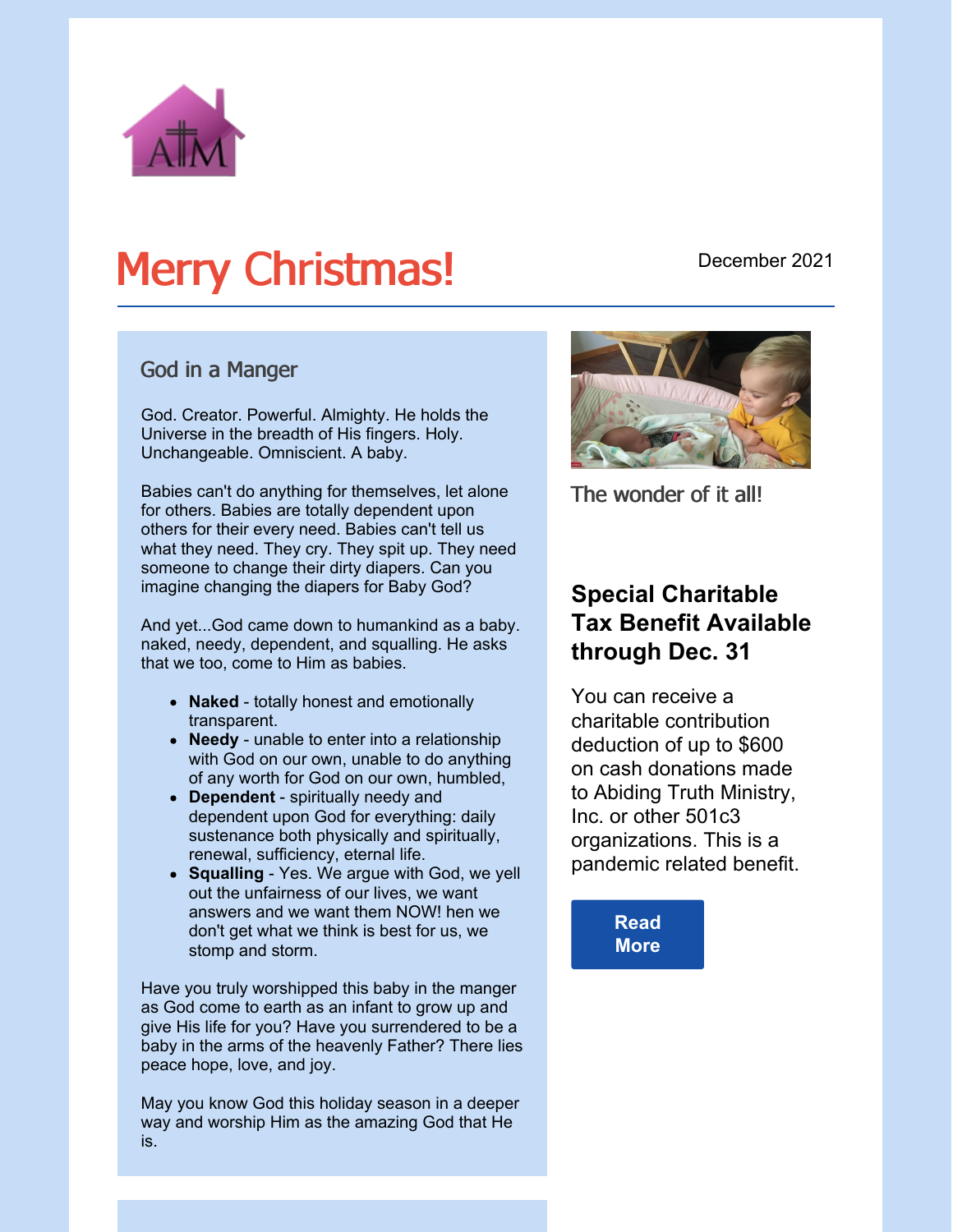# Merry Christmas!

December 2021

## God in a Manger

God. Creator. Powerful. Almighty. He holds the Universe in the breadth of His fingers. Holy. Unchangeable. Omniscient. A baby.

Babies can't do anything for themselves, let alone for others. Babies are totally dependent upon others for their every need. Babies can't tell us what they need. They cry. They spit up. They need someone to change their dirty diapers. Can you imagine changing the diapers for Baby God?

And yet...God came down to humankind as a baby. naked, needy, dependent, and squalling. He asks that we too, come to Him as babies.

- **Naked** - totally honest and emotionally transparent.
- **Needy** - unable to enter into a relationship with God on our own, unable to do anything of any worth for God on our own, humbled,
- **Dependent** - spiritually needy and dependent upon God for everything: daily sustenance both physically and spiritually, renewal, sufficiency, eternal life.
- **Squalling** - Yes. We argue with God, we yell out the unfairness of our lives, we want answers and we want them NOW! hen we don't get what we think is best for us, we stomp and storm.

Have you truly worshipped this baby in the manger as God come to earth as an infant to grow up and give His life for you? Have you surrendered to be a baby in the arms of the heavenly Father? There lies peace hope, love, and joy.

May you know God this holiday season in a deeper way and worship Him as the amazing God that He is.

The wonder of it all!

## Special Charitable Tax Benefit Available through Dec. 31

You can receive a charitable contribution deduction of up to $600 on cash donations made to Abiding Truth Ministry, Inc. or other 501c3 organizations. This is a pandemic related benefit.

Read More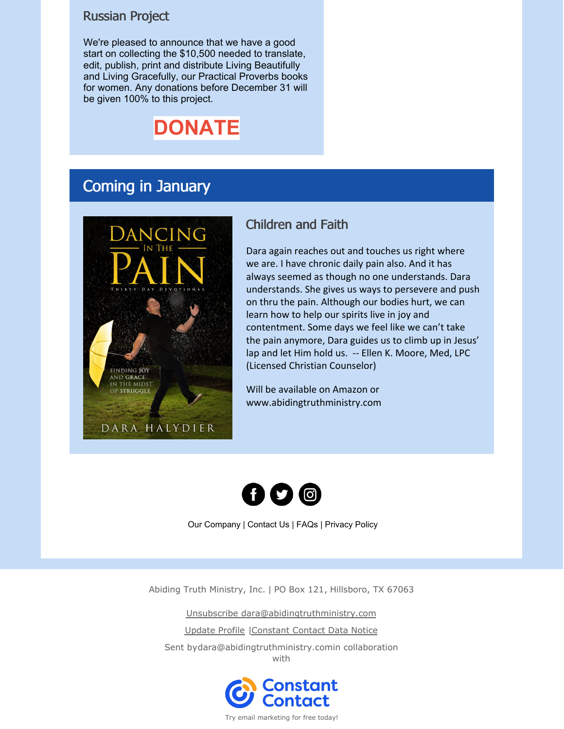## Russian Project

We're pleased to announce that we have a good start on collecting the $10,500 needed to translate, edit, publish, print and distribute Living Beautifully and Living Gracefully, our Practical Proverbs books for women. Any donations before December 31 will be given 100% to this project.

**DONATE**

## Coming in January

### Children and Faith

Dara again reaches out and touches us right where we are. I have chronic daily pain also. And it has always seemed as though no one understands. Dara understands. She gives us ways to persevere and push on thru the pain. Although our bodies hurt, we can learn how to help our spirits live in joy and contentment. Some days we feel like we can't take the pain anymore, Dara guides us to climb up in Jesus' lap and let Him hold us. -- Ellen K. Moore, Med, LPC (Licensed Christian Counselor)

Will be available on Amazon or www.abidingtruthministry.com

Our Company | Contact Us | FAQs | Privacy Policy

Abiding Truth Ministry, Inc. | PO Box 121, Hillsboro, TX 67063

Unsubscribe dara@abidingtruthministry.com

Update Profile |Constant Contact Data Notice

Sent bydara@abidingtruthministry.comin collaboration with

Constant Contact

Try email marketing for free today!